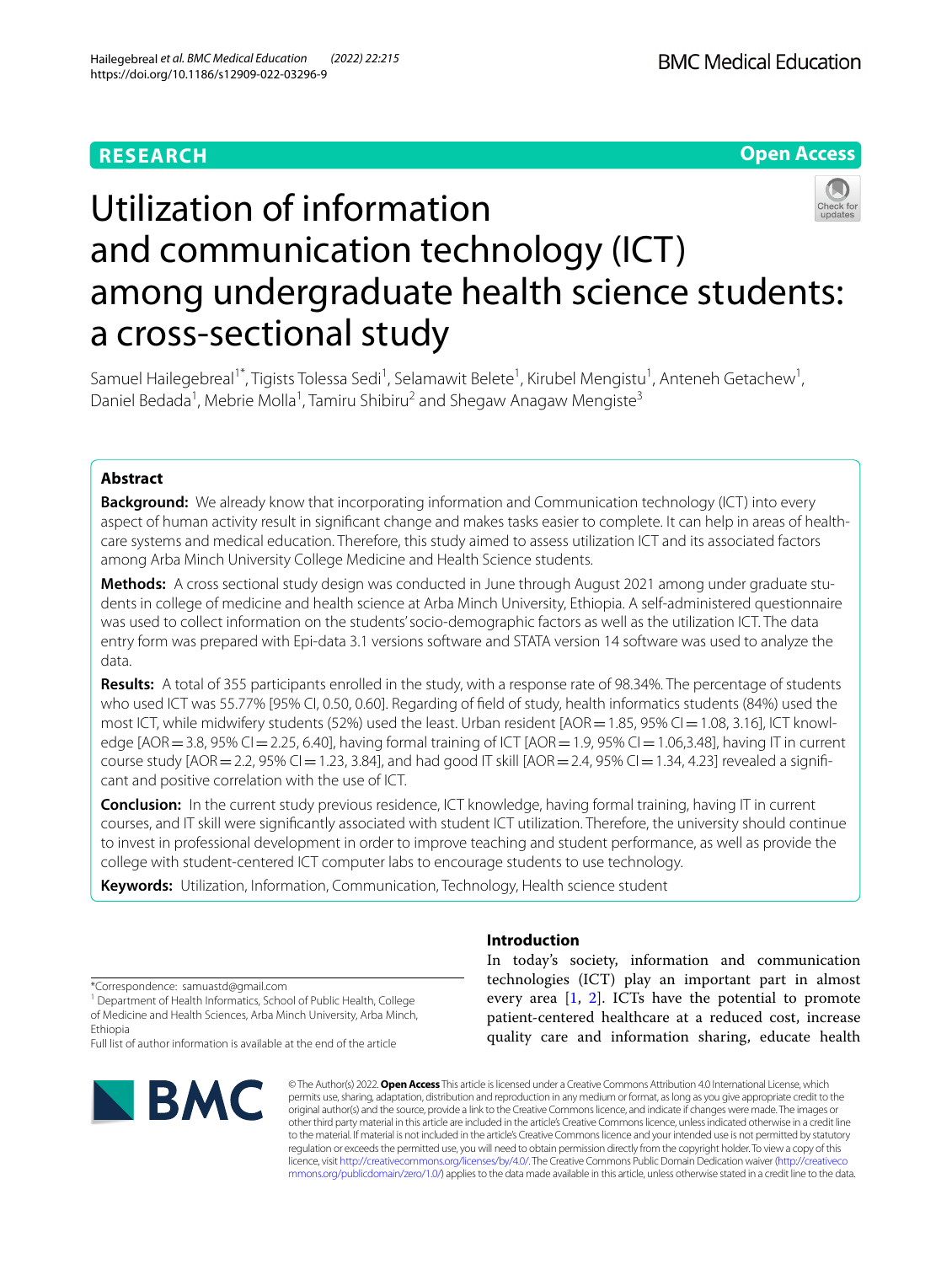RESEARCH

Open Access

# Utilization of information and communication technology (ICT) among undergraduate health science students: a cross-sectional study

Samuel Hailegebreal[1*], Tigists Tolessa Sedi[1], Selamawit Belete[1], Kirubel Mengistu[1], Anteneh Getachew[1], Daniel Bedada[1], Mebrie Molla[1], Tamiru Shibiru[2] and Shegaw Anagaw Mengiste[3]

## Abstract

**Background:** We already know that incorporating information and Communication technology (ICT) into every aspect of human activity result in significant change and makes tasks easier to complete. It can help in areas of healthcare systems and medical education. Therefore, this study aimed to assess utilization ICT and its associated factors among Arba Minch University College Medicine and Health Science students.

**Methods:** A cross sectional study design was conducted in June through August 2021 among under graduate students in college of medicine and health science at Arba Minch University, Ethiopia. A self-administered questionnaire was used to collect information on the students' socio-demographic factors as well as the utilization ICT. The data entry form was prepared with Epi-data 3.1 versions software and STATA version 14 software was used to analyze the data.

**Results:** A total of 355 participants enrolled in the study, with a response rate of 98.34%. The percentage of students who used ICT was 55.77% [95% CI, 0.50, 0.60]. Regarding of field of study, health informatics students (84%) used the most ICT, while midwifery students (52%) used the least. Urban resident [AOR = 1.85, 95% CI = 1.08, 3.16], ICT knowledge [AOR = 3.8, 95% CI = 2.25, 6.40], having formal training of ICT [AOR = 1.9, 95% CI = 1.06,3.48], having IT in current course study [AOR = 2.2, 95% CI = 1.23, 3.84], and had good IT skill [AOR = 2.4, 95% CI = 1.34, 4.23] revealed a significant and positive correlation with the use of ICT.

**Conclusion:** In the current study previous residence, ICT knowledge, having formal training, having IT in current courses, and IT skill were significantly associated with student ICT utilization. Therefore, the university should continue to invest in professional development in order to improve teaching and student performance, as well as provide the college with student-centered ICT computer labs to encourage students to use technology.

**Keywords:** Utilization, Information, Communication, Technology, Health science student

*Correspondence: samuastd@gmail.com

[1] Department of Health Informatics, School of Public Health, College of Medicine and Health Sciences, Arba Minch University, Arba Minch, Ethiopia

Full list of author information is available at the end of the article

## Introduction

In today's society, information and communication technologies (ICT) play an important part in almost every area [1, 2]. ICTs have the potential to promote patient-centered healthcare at a reduced cost, increase quality care and information sharing, educate health

© The Author(s) 2022. **Open Access** This article is licensed under a Creative Commons Attribution 4.0 International License, which permits use, sharing, adaptation, distribution and reproduction in any medium or format, as long as you give appropriate credit to the original author(s) and the source, provide a link to the Creative Commons licence, and indicate if changes were made. The images or other third party material in this article are included in the article's Creative Commons licence, unless indicated otherwise in a credit line to the material. If material is not included in the article's Creative Commons licence and your intended use is not permitted by statutory regulation or exceeds the permitted use, you will need to obtain permission directly from the copyright holder. To view a copy of this licence, visit http://creativecommons.org/licenses/by/4.0/. The Creative Commons Public Domain Dedication waiver (http://creativecommons.org/publicdomain/zero/1.0/) applies to the data made available in this article, unless otherwise stated in a credit line to the data.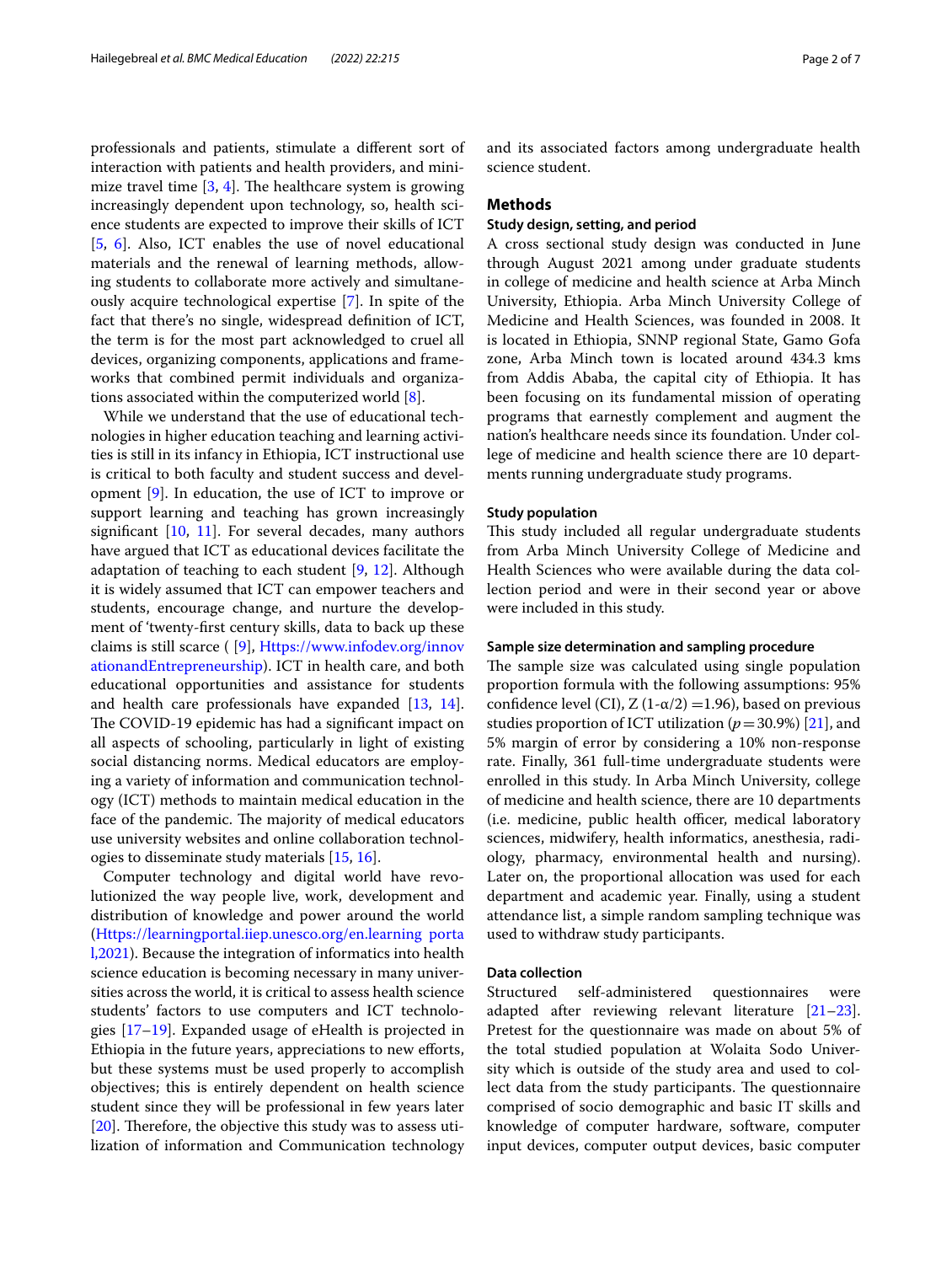professionals and patients, stimulate a different sort of interaction with patients and health providers, and minimize travel time [3, 4]. The healthcare system is growing increasingly dependent upon technology, so, health science students are expected to improve their skills of ICT [5, 6]. Also, ICT enables the use of novel educational materials and the renewal of learning methods, allowing students to collaborate more actively and simultaneously acquire technological expertise [7]. In spite of the fact that there's no single, widespread definition of ICT, the term is for the most part acknowledged to cruel all devices, organizing components, applications and frameworks that combined permit individuals and organizations associated within the computerized world [8].

While we understand that the use of educational technologies in higher education teaching and learning activities is still in its infancy in Ethiopia, ICT instructional use is critical to both faculty and student success and development [9]. In education, the use of ICT to improve or support learning and teaching has grown increasingly significant [10, 11]. For several decades, many authors have argued that ICT as educational devices facilitate the adaptation of teaching to each student [9, 12]. Although it is widely assumed that ICT can empower teachers and students, encourage change, and nurture the development of 'twenty-first century skills, data to back up these claims is still scarce ( [9], Https://www.infodev.org/innovationandEntrepreneurship). ICT in health care, and both educational opportunities and assistance for students and health care professionals have expanded [13, 14]. The COVID-19 epidemic has had a significant impact on all aspects of schooling, particularly in light of existing social distancing norms. Medical educators are employing a variety of information and communication technology (ICT) methods to maintain medical education in the face of the pandemic. The majority of medical educators use university websites and online collaboration technologies to disseminate study materials [15, 16].

Computer technology and digital world have revolutionized the way people live, work, development and distribution of knowledge and power around the world (Https://learningportal.iiep.unesco.org/en.learning portal,2021). Because the integration of informatics into health science education is becoming necessary in many universities across the world, it is critical to assess health science students' factors to use computers and ICT technologies [17–19]. Expanded usage of eHealth is projected in Ethiopia in the future years, appreciations to new efforts, but these systems must be used properly to accomplish objectives; this is entirely dependent on health science student since they will be professional in few years later [20]. Therefore, the objective this study was to assess utilization of information and Communication technology and its associated factors among undergraduate health science student.

## Methods

### Study design, setting, and period

A cross sectional study design was conducted in June through August 2021 among under graduate students in college of medicine and health science at Arba Minch University, Ethiopia. Arba Minch University College of Medicine and Health Sciences, was founded in 2008. It is located in Ethiopia, SNNP regional State, Gamo Gofa zone, Arba Minch town is located around 434.3 kms from Addis Ababa, the capital city of Ethiopia. It has been focusing on its fundamental mission of operating programs that earnestly complement and augment the nation's healthcare needs since its foundation. Under college of medicine and health science there are 10 departments running undergraduate study programs.

### Study population

This study included all regular undergraduate students from Arba Minch University College of Medicine and Health Sciences who were available during the data collection period and were in their second year or above were included in this study.

### Sample size determination and sampling procedure

The sample size was calculated using single population proportion formula with the following assumptions: 95% confidence level (CI), $Z(1\text{-}\alpha/2) = 1.96$), based on previous studies proportion of ICT utilization ($p = 30.9\%$) [21], and 5% margin of error by considering a 10% non-response rate. Finally, 361 full-time undergraduate students were enrolled in this study. In Arba Minch University, college of medicine and health science, there are 10 departments (i.e. medicine, public health officer, medical laboratory sciences, midwifery, health informatics, anesthesia, radiology, pharmacy, environmental health and nursing). Later on, the proportional allocation was used for each department and academic year. Finally, using a student attendance list, a simple random sampling technique was used to withdraw study participants.

### Data collection

Structured self-administered questionnaires were adapted after reviewing relevant literature [21–23]. Pretest for the questionnaire was made on about 5% of the total studied population at Wolaita Sodo University which is outside of the study area and used to collect data from the study participants. The questionnaire comprised of socio demographic and basic IT skills and knowledge of computer hardware, software, computer input devices, computer output devices, basic computer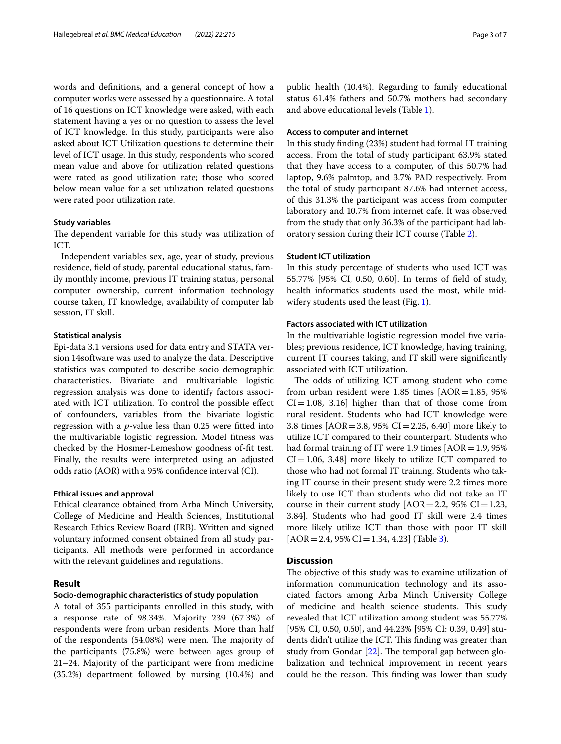words and definitions, and a general concept of how a computer works were assessed by a questionnaire. A total of 16 questions on ICT knowledge were asked, with each statement having a yes or no question to assess the level of ICT knowledge. In this study, participants were also asked about ICT Utilization questions to determine their level of ICT usage. In this study, respondents who scored mean value and above for utilization related questions were rated as good utilization rate; those who scored below mean value for a set utilization related questions were rated poor utilization rate.

### Study variables

The dependent variable for this study was utilization of ICT.

Independent variables sex, age, year of study, previous residence, field of study, parental educational status, family monthly income, previous IT training status, personal computer ownership, current information technology course taken, IT knowledge, availability of computer lab session, IT skill.

### Statistical analysis

Epi-data 3.1 versions used for data entry and STATA version 14software was used to analyze the data. Descriptive statistics was computed to describe socio demographic characteristics. Bivariate and multivariable logistic regression analysis was done to identify factors associated with ICT utilization. To control the possible effect of confounders, variables from the bivariate logistic regression with a *p*-value less than 0.25 were fitted into the multivariable logistic regression. Model fitness was checked by the Hosmer-Lemeshow goodness of-fit test. Finally, the results were interpreted using an adjusted odds ratio (AOR) with a 95% confidence interval (CI).

### Ethical issues and approval

Ethical clearance obtained from Arba Minch University, College of Medicine and Health Sciences, Institutional Research Ethics Review Board (IRB). Written and signed voluntary informed consent obtained from all study participants. All methods were performed in accordance with the relevant guidelines and regulations.

## Result

### Socio-demographic characteristics of study population

A total of 355 participants enrolled in this study, with a response rate of 98.34%. Majority 239 (67.3%) of respondents were from urban residents. More than half of the respondents (54.08%) were men. The majority of the participants (75.8%) were between ages group of 21–24. Majority of the participant were from medicine (35.2%) department followed by nursing (10.4%) and public health (10.4%). Regarding to family educational status 61.4% fathers and 50.7% mothers had secondary and above educational levels (Table 1).

### Access to computer and internet

In this study finding (23%) student had formal IT training access. From the total of study participant 63.9% stated that they have access to a computer, of this 50.7% had laptop, 9.6% palmtop, and 3.7% PAD respectively. From the total of study participant 87.6% had internet access, of this 31.3% the participant was access from computer laboratory and 10.7% from internet cafe. It was observed from the study that only 36.3% of the participant had laboratory session during their ICT course (Table 2).

### Student ICT utilization

In this study percentage of students who used ICT was 55.77% [95% CI, 0.50, 0.60]. In terms of field of study, health informatics students used the most, while midwifery students used the least (Fig. 1).

### Factors associated with ICT utilization

In the multivariable logistic regression model five variables; previous residence, ICT knowledge, having training, current IT courses taking, and IT skill were significantly associated with ICT utilization.

The odds of utilizing ICT among student who come from urban resident were 1.85 times [AOR = 1.85, 95% CI = 1.08, 3.16] higher than that of those come from rural resident. Students who had ICT knowledge were 3.8 times [AOR = 3.8, 95% CI = 2.25, 6.40] more likely to utilize ICT compared to their counterpart. Students who had formal training of IT were 1.9 times [AOR = 1.9, 95% CI = 1.06, 3.48] more likely to utilize ICT compared to those who had not formal IT training. Students who taking IT course in their present study were 2.2 times more likely to use ICT than students who did not take an IT course in their current study [AOR = 2.2, 95% CI = 1.23, 3.84]. Students who had good IT skill were 2.4 times more likely utilize ICT than those with poor IT skill [AOR = 2.4, 95% CI = 1.34, 4.23] (Table 3).

## Discussion

The objective of this study was to examine utilization of information communication technology and its associated factors among Arba Minch University College of medicine and health science students. This study revealed that ICT utilization among student was 55.77% [95% CI, 0.50, 0.60], and 44.23% [95% CI: 0.39, 0.49] students didn't utilize the ICT. This finding was greater than study from Gondar [22]. The temporal gap between globalization and technical improvement in recent years could be the reason. This finding was lower than study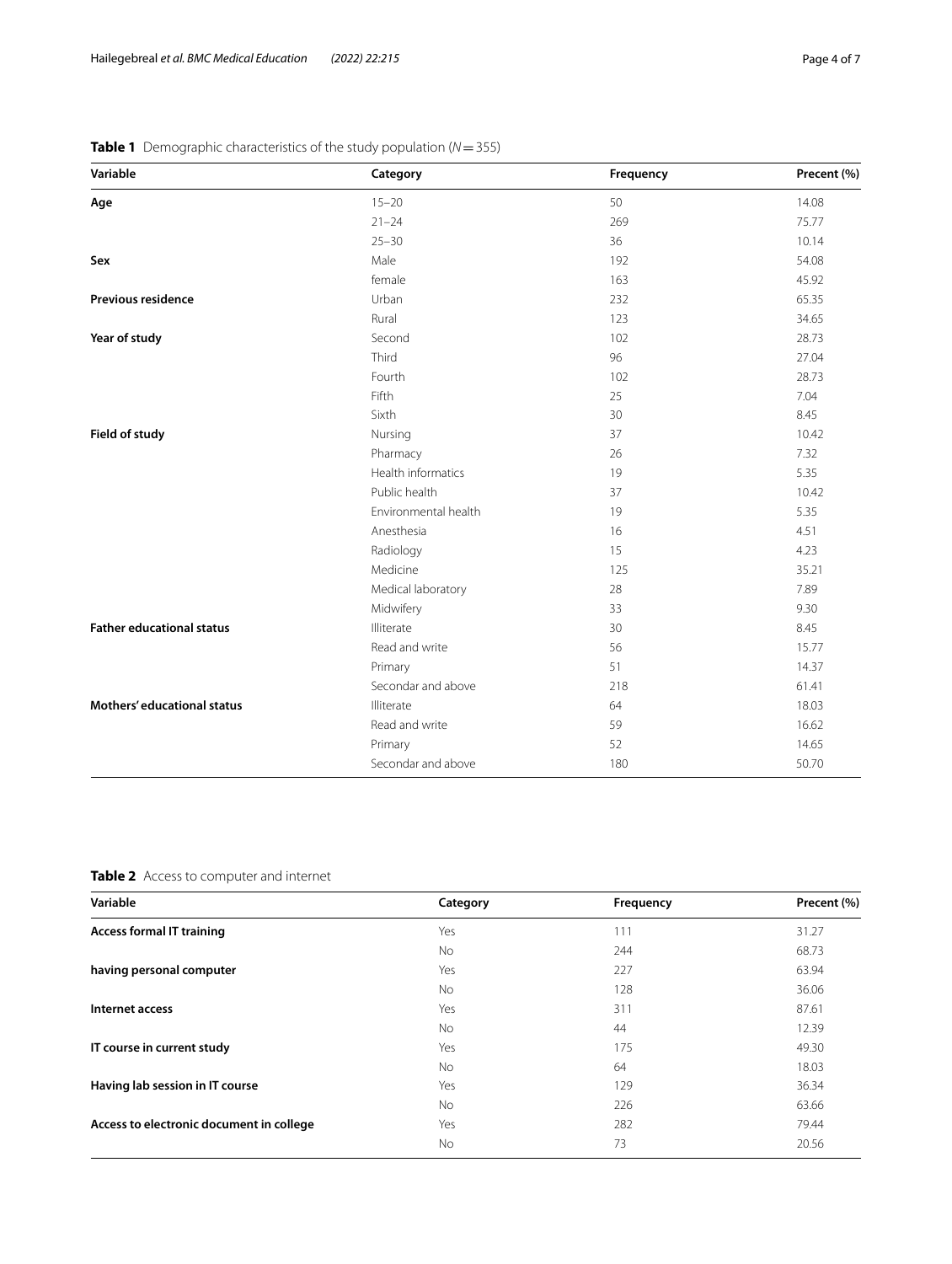**Table 1** Demographic characteristics of the study population (*N* = 355)

| Variable | Category | Frequency | Precent (%) |
|---|---|---|---|
| **Age** | 15–20 | 50 | 14.08 |
| | 21–24 | 269 | 75.77 |
| | 25–30 | 36 | 10.14 |
| **Sex** | Male | 192 | 54.08 |
| | female | 163 | 45.92 |
| **Previous residence** | Urban | 232 | 65.35 |
| | Rural | 123 | 34.65 |
| **Year of study** | Second | 102 | 28.73 |
| | Third | 96 | 27.04 |
| | Fourth | 102 | 28.73 |
| | Fifth | 25 | 7.04 |
| | Sixth | 30 | 8.45 |
| **Field of study** | Nursing | 37 | 10.42 |
| | Pharmacy | 26 | 7.32 |
| | Health informatics | 19 | 5.35 |
| | Public health | 37 | 10.42 |
| | Environmental health | 19 | 5.35 |
| | Anesthesia | 16 | 4.51 |
| | Radiology | 15 | 4.23 |
| | Medicine | 125 | 35.21 |
| | Medical laboratory | 28 | 7.89 |
| | Midwifery | 33 | 9.30 |
| **Father educational status** | Illiterate | 30 | 8.45 |
| | Read and write | 56 | 15.77 |
| | Primary | 51 | 14.37 |
| | Secondar and above | 218 | 61.41 |
| **Mothers' educational status** | Illiterate | 64 | 18.03 |
| | Read and write | 59 | 16.62 |
| | Primary | 52 | 14.65 |
| | Secondar and above | 180 | 50.70 |

**Table 2** Access to computer and internet

| Variable | Category | Frequency | Precent (%) |
|---|---|---|---|
| **Access formal IT training** | Yes | 111 | 31.27 |
| | No | 244 | 68.73 |
| **having personal computer** | Yes | 227 | 63.94 |
| | No | 128 | 36.06 |
| **Internet access** | Yes | 311 | 87.61 |
| | No | 44 | 12.39 |
| **IT course in current study** | Yes | 175 | 49.30 |
| | No | 64 | 18.03 |
| **Having lab session in IT course** | Yes | 129 | 36.34 |
| | No | 226 | 63.66 |
| **Access to electronic document in college** | Yes | 282 | 79.44 |
| | No | 73 | 20.56 |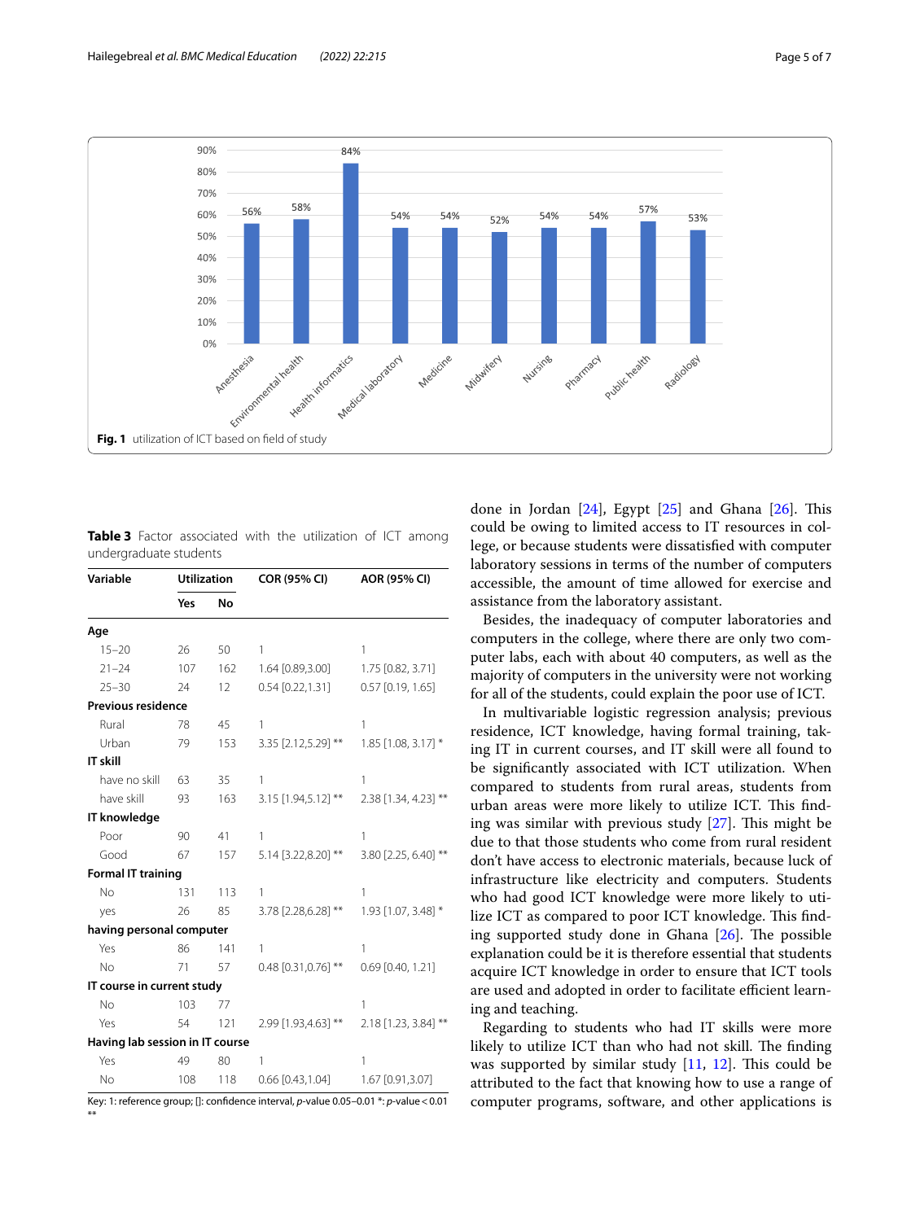Fig. 1 utilization of ICT based on field of study

**Table 3** Factor associated with the utilization of ICT among undergraduate students

| Variable | Utilization | | COR (95% CI) | AOR (95% CI) |
|---|---|---|---|---|
| | Yes | No | | |
| **Age** | | | | |
| 15–20 | 26 | 50 | 1 | 1 |
| 21–24 | 107 | 162 | 1.64 [0.89,3.00] | 1.75 [0.82, 3.71] |
| 25–30 | 24 | 12 | 0.54 [0.22,1.31] | 0.57 [0.19, 1.65] |
| **Previous residence** | | | | |
| Rural | 78 | 45 | 1 | 1 |
| Urban | 79 | 153 | 3.35 [2.12,5.29] ** | 1.85 [1.08, 3.17] * |
| **IT skill** | | | | |
| have no skill | 63 | 35 | 1 | 1 |
| have skill | 93 | 163 | 3.15 [1.94,5.12] ** | 2.38 [1.34, 4.23] ** |
| **IT knowledge** | | | | |
| Poor | 90 | 41 | 1 | 1 |
| Good | 67 | 157 | 5.14 [3.22,8.20] ** | 3.80 [2.25, 6.40] ** |
| **Formal IT training** | | | | |
| No | 131 | 113 | 1 | 1 |
| yes | 26 | 85 | 3.78 [2.28,6.28] ** | 1.93 [1.07, 3.48] * |
| **having personal computer** | | | | |
| Yes | 86 | 141 | 1 | 1 |
| No | 71 | 57 | 0.48 [0.31,0.76] ** | 0.69 [0.40, 1.21] |
| **IT course in current study** | | | | |
| No | 103 | 77 | | 1 |
| Yes | 54 | 121 | 2.99 [1.93,4.63] ** | 2.18 [1.23, 3.84] ** |
| **Having lab session in IT course** | | | | |
| Yes | 49 | 80 | 1 | 1 |
| No | 108 | 118 | 0.66 [0.43,1.04] | 1.67 [0.91,3.07] |

Key: 1: reference group; []: confidence interval, *p*-value 0.05–0.01 *: *p*-value < 0.01 **

done in Jordan [24], Egypt [25] and Ghana [26]. This could be owing to limited access to IT resources in college, or because students were dissatisfied with computer laboratory sessions in terms of the number of computers accessible, the amount of time allowed for exercise and assistance from the laboratory assistant.

Besides, the inadequacy of computer laboratories and computers in the college, where there are only two computer labs, each with about 40 computers, as well as the majority of computers in the university were not working for all of the students, could explain the poor use of ICT.

In multivariable logistic regression analysis; previous residence, ICT knowledge, having formal training, taking IT in current courses, and IT skill were all found to be significantly associated with ICT utilization. When compared to students from rural areas, students from urban areas were more likely to utilize ICT. This finding was similar with previous study [27]. This might be due to that those students who come from rural resident don't have access to electronic materials, because luck of infrastructure like electricity and computers. Students who had good ICT knowledge were more likely to utilize ICT as compared to poor ICT knowledge. This finding supported study done in Ghana [26]. The possible explanation could be it is therefore essential that students acquire ICT knowledge in order to ensure that ICT tools are used and adopted in order to facilitate efficient learning and teaching.

Regarding to students who had IT skills were more likely to utilize ICT than who had not skill. The finding was supported by similar study [11, 12]. This could be attributed to the fact that knowing how to use a range of computer programs, software, and other applications is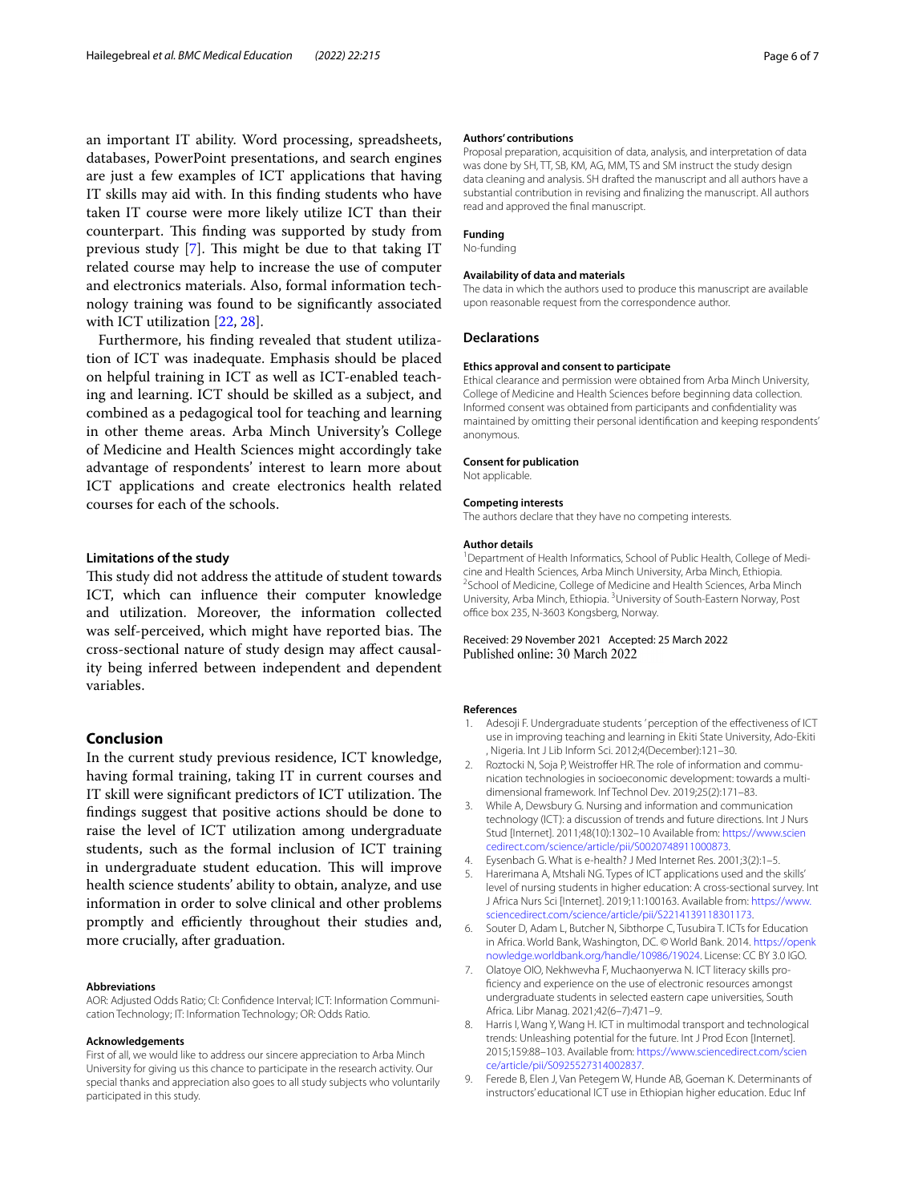an important IT ability. Word processing, spreadsheets, databases, PowerPoint presentations, and search engines are just a few examples of ICT applications that having IT skills may aid with. In this finding students who have taken IT course were more likely utilize ICT than their counterpart. This finding was supported by study from previous study [7]. This might be due to that taking IT related course may help to increase the use of computer and electronics materials. Also, formal information technology training was found to be significantly associated with ICT utilization [22, 28].

Furthermore, his finding revealed that student utilization of ICT was inadequate. Emphasis should be placed on helpful training in ICT as well as ICT-enabled teaching and learning. ICT should be skilled as a subject, and combined as a pedagogical tool for teaching and learning in other theme areas. Arba Minch University's College of Medicine and Health Sciences might accordingly take advantage of respondents' interest to learn more about ICT applications and create electronics health related courses for each of the schools.

### Limitations of the study

This study did not address the attitude of student towards ICT, which can influence their computer knowledge and utilization. Moreover, the information collected was self-perceived, which might have reported bias. The cross-sectional nature of study design may affect causality being inferred between independent and dependent variables.

## Conclusion

In the current study previous residence, ICT knowledge, having formal training, taking IT in current courses and IT skill were significant predictors of ICT utilization. The findings suggest that positive actions should be done to raise the level of ICT utilization among undergraduate students, such as the formal inclusion of ICT training in undergraduate student education. This will improve health science students' ability to obtain, analyze, and use information in order to solve clinical and other problems promptly and efficiently throughout their studies and, more crucially, after graduation.

#### Abbreviations

AOR: Adjusted Odds Ratio; CI: Confidence Interval; ICT: Information Communication Technology; IT: Information Technology; OR: Odds Ratio.

#### Acknowledgements

First of all, we would like to address our sincere appreciation to Arba Minch University for giving us this chance to participate in the research activity. Our special thanks and appreciation also goes to all study subjects who voluntarily participated in this study.

#### Authors' contributions

Proposal preparation, acquisition of data, analysis, and interpretation of data was done by SH, TT, SB, KM, AG, MM, TS and SM instruct the study design data cleaning and analysis. SH drafted the manuscript and all authors have a substantial contribution in revising and finalizing the manuscript. All authors read and approved the final manuscript.

#### Funding

No-funding

#### Availability of data and materials

The data in which the authors used to produce this manuscript are available upon reasonable request from the correspondence author.

## Declarations

#### Ethics approval and consent to participate

Ethical clearance and permission were obtained from Arba Minch University, College of Medicine and Health Sciences before beginning data collection. Informed consent was obtained from participants and confidentiality was maintained by omitting their personal identification and keeping respondents' anonymous.

#### Consent for publication

Not applicable.

#### Competing interests

The authors declare that they have no competing interests.

#### Author details

[1] Department of Health Informatics, School of Public Health, College of Medicine and Health Sciences, Arba Minch University, Arba Minch, Ethiopia. [2] School of Medicine, College of Medicine and Health Sciences, Arba Minch University, Arba Minch, Ethiopia. [3] University of South-Eastern Norway, Post office box 235, N-3603 Kongsberg, Norway.

Received: 29 November 2021 Accepted: 25 March 2022
Published online: 30 March 2022

#### References

1. Adesoji F. Undergraduate students ' perception of the effectiveness of ICT use in improving teaching and learning in Ekiti State University, Ado-Ekiti , Nigeria. Int J Lib Inform Sci. 2012;4(December):121–30.
2. Roztocki N, Soja P, Weistroffer HR. The role of information and communication technologies in socioeconomic development: towards a multi-dimensional framework. Inf Technol Dev. 2019;25(2):171–83.
3. While A, Dewsbury G. Nursing and information and communication technology (ICT): a discussion of trends and future directions. Int J Nurs Stud [Internet]. 2011;48(10):1302–10 Available from: https://www.sciencedirect.com/science/article/pii/S0020748911000873.
4. Eysenbach G. What is e-health? J Med Internet Res. 2001;3(2):1–5.
5. Harerimana A, Mtshali NG. Types of ICT applications used and the skills' level of nursing students in higher education: A cross-sectional survey. Int J Africa Nurs Sci [Internet]. 2019;11:100163. Available from: https://www.sciencedirect.com/science/article/pii/S2214139118301173.
6. Souter D, Adam L, Butcher N, Sibthorpe C, Tusubira T. ICTs for Education in Africa. World Bank, Washington, DC. © World Bank. 2014. https://openknowledge.worldbank.org/handle/10986/19024. License: CC BY 3.0 IGO.
7. Olatoye OIO, Nekhwevha F, Muchaonyerwa N. ICT literacy skills proficiency and experience on the use of electronic resources amongst undergraduate students in selected eastern cape universities, South Africa. Libr Manag. 2021;42(6–7):471–9.
8. Harris I, Wang Y, Wang H. ICT in multimodal transport and technological trends: Unleashing potential for the future. Int J Prod Econ [Internet]. 2015;159:88–103. Available from: https://www.sciencedirect.com/science/article/pii/S0925527314002837.
9. Ferede B, Elen J, Van Petegem W, Hunde AB, Goeman K. Determinants of instructors' educational ICT use in Ethiopian higher education. Educ Inf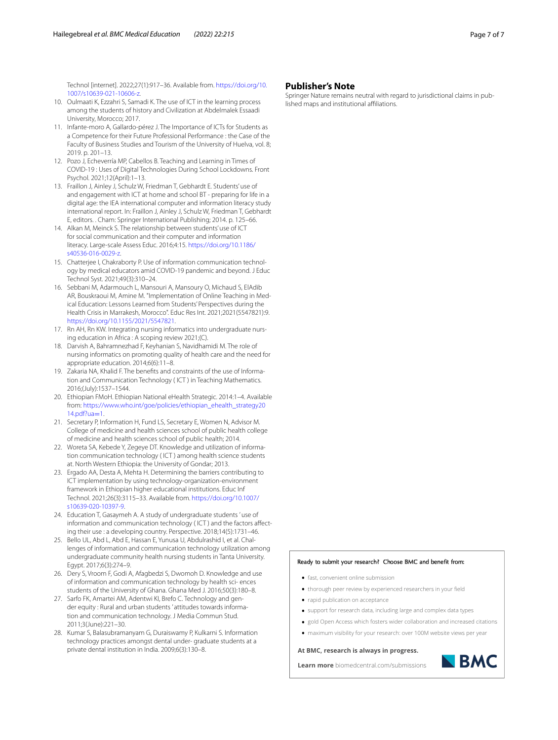Technol [internet]. 2022;27(1):917–36. Available from. https://doi.org/10.1007/s10639-021-10606-z.

10. Oulmaati K, Ezzahri S, Samadi K. The use of ICT in the learning process among the students of history and Civilization at Abdelmalek Essaadi University, Morocco; 2017.
11. Infante-moro A, Gallardo-pérez J. The Importance of ICTs for Students as a Competence for their Future Professional Performance : the Case of the Faculty of Business Studies and Tourism of the University of Huelva, vol. 8; 2019. p. 201–13.
12. Pozo J, Echeverría MP, Cabellos B. Teaching and Learning in Times of COVID-19 : Uses of Digital Technologies During School Lockdowns. Front Psychol. 2021;12(April):1–13.
13. Fraillon J, Ainley J, Schulz W, Friedman T, Gebhardt E. Students' use of and engagement with ICT at home and school BT - preparing for life in a digital age: the IEA international computer and information literacy study international report. In: Fraillon J, Ainley J, Schulz W, Friedman T, Gebhardt E, editors. . Cham: Springer International Publishing; 2014. p. 125–66.
14. Alkan M, Meinck S. The relationship between students' use of ICT for social communication and their computer and information literacy. Large-scale Assess Educ. 2016;4:15. https://doi.org/10.1186/s40536-016-0029-z.
15. Chatterjee I, Chakraborty P. Use of information communication technology by medical educators amid COVID-19 pandemic and beyond. J Educ Technol Syst. 2021;49(3):310–24.
16. Sebbani M, Adarmouch L, Mansouri A, Mansoury O, Michaud S, ElAdib AR, Bouskraoui M, Amine M. "Implementation of Online Teaching in Medical Education: Lessons Learned from Students' Perspectives during the Health Crisis in Marrakesh, Morocco". Educ Res Int. 2021;2021(5547821):9. https://doi.org/10.1155/2021/5547821.
17. Rn AH, Rn KW. Integrating nursing informatics into undergraduate nursing education in Africa : A scoping review 2021;(C).
18. Darvish A, Bahramnezhad F, Keyhanian S, Navidhamidi M. The role of nursing informatics on promoting quality of health care and the need for appropriate education. 2014;6(6):11–8.
19. Zakaria NA, Khalid F. The benefits and constraints of the use of Information and Communication Technology ( ICT ) in Teaching Mathematics. 2016;(July):1537–1544.
20. Ethiopian FMoH. Ethiopian National eHealth Strategic. 2014:1–4. Available from: https://www.who.int/goe/policies/ethiopian_ehealth_strategy2014.pdf?ua=1.
21. Secretary P, Information H, Fund LS, Secretary E, Women N, Advisor M. College of medicine and health sciences school of public health college of medicine and health sciences school of public health; 2014.
22. Woreta SA, Kebede Y, Zegeye DT. Knowledge and utilization of information communication technology ( ICT ) among health science students at. North Western Ethiopia: the University of Gondar; 2013.
23. Ergado AA, Desta A, Mehta H. Determining the barriers contributing to ICT implementation by using technology-organization-environment framework in Ethiopian higher educational institutions. Educ Inf Technol. 2021;26(3):3115–33. Available from. https://doi.org/10.1007/s10639-020-10397-9.
24. Education T, Gasaymeh A. A study of undergraduate students ' use of information and communication technology ( ICT ) and the factors affecting their use : a developing country. Perspective. 2018;14(5):1731–46.
25. Bello UL, Abd L, Abd E, Hassan E, Yunusa U, Abdulrashid I, et al. Challenges of information and communication technology utilization among undergraduate community health nursing students in Tanta University. Egypt. 2017;6(3):274–9.
26. Dery S, Vroom F, Godi A, Afagbedzi S, Dwomoh D. Knowledge and use of information and communication technology by health sci- ences students of the University of Ghana. Ghana Med J. 2016;50(3):180–8.
27. Sarfo FK, Amartei AM, Adentwi KI, Brefo C. Technology and gender equity : Rural and urban students ' attitudes towards information and communication technology. J Media Commun Stud. 2011;3(June):221–30.
28. Kumar S, Balasubramanyam G, Duraiswamy P, Kulkarni S. Information technology practices amongst dental under- graduate students at a private dental institution in India. 2009;6(3):130–8.

## Publisher's Note

Springer Nature remains neutral with regard to jurisdictional claims in published maps and institutional affiliations.

Ready to submit your research? Choose BMC and benefit from:

- fast, convenient online submission
- thorough peer review by experienced researchers in your field
- rapid publication on acceptance
- support for research data, including large and complex data types
- gold Open Access which fosters wider collaboration and increased citations
- maximum visibility for your research: over 100M website views per year

**At BMC, research is always in progress.**

**Learn more** biomedcentral.com/submissions

BMC